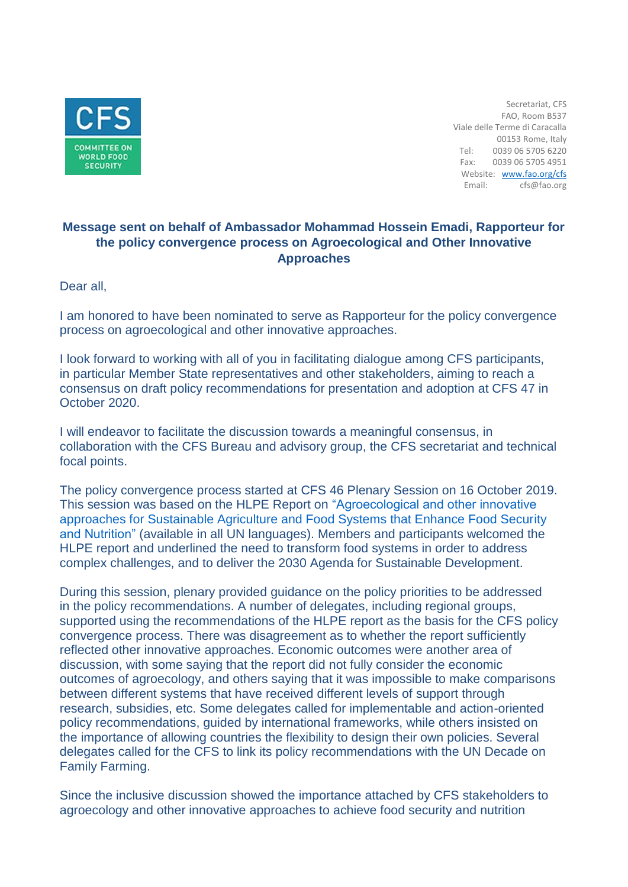CFS
COMMITTEE ON WORLD FOOD SECURITY

Secretariat, CFS
FAO, Room B537
Viale delle Terme di Caracalla
00153 Rome, Italy
Tel: 0039 06 5705 6220
Fax: 0039 06 5705 4951
Website: www.fao.org/cfs
Email: cfs@fao.org

**Message sent on behalf of Ambassador Mohammad Hossein Emadi, Rapporteur for the policy convergence process on Agroecological and Other Innovative Approaches**

Dear all,

I am honored to have been nominated to serve as Rapporteur for the policy convergence process on agroecological and other innovative approaches.

I look forward to working with all of you in facilitating dialogue among CFS participants, in particular Member State representatives and other stakeholders, aiming to reach a consensus on draft policy recommendations for presentation and adoption at CFS 47 in October 2020.

I will endeavor to facilitate the discussion towards a meaningful consensus, in collaboration with the CFS Bureau and advisory group, the CFS secretariat and technical focal points.

The policy convergence process started at CFS 46 Plenary Session on 16 October 2019. This session was based on the HLPE Report on "Agroecological and other innovative approaches for Sustainable Agriculture and Food Systems that Enhance Food Security and Nutrition" (available in all UN languages). Members and participants welcomed the HLPE report and underlined the need to transform food systems in order to address complex challenges, and to deliver the 2030 Agenda for Sustainable Development.

During this session, plenary provided guidance on the policy priorities to be addressed in the policy recommendations. A number of delegates, including regional groups, supported using the recommendations of the HLPE report as the basis for the CFS policy convergence process. There was disagreement as to whether the report sufficiently reflected other innovative approaches. Economic outcomes were another area of discussion, with some saying that the report did not fully consider the economic outcomes of agroecology, and others saying that it was impossible to make comparisons between different systems that have received different levels of support through research, subsidies, etc. Some delegates called for implementable and action-oriented policy recommendations, guided by international frameworks, while others insisted on the importance of allowing countries the flexibility to design their own policies. Several delegates called for the CFS to link its policy recommendations with the UN Decade on Family Farming.

Since the inclusive discussion showed the importance attached by CFS stakeholders to agroecology and other innovative approaches to achieve food security and nutrition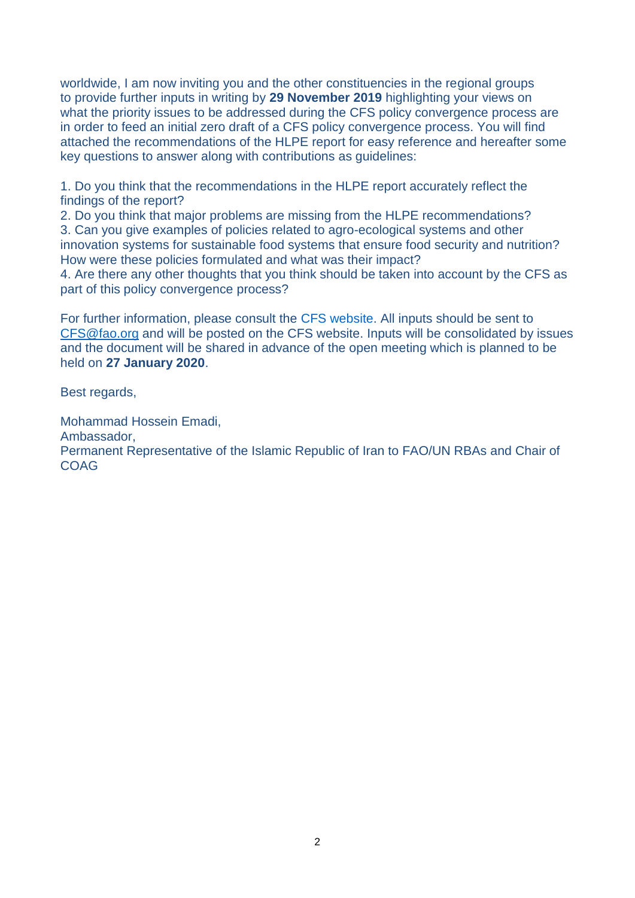worldwide, I am now inviting you and the other constituencies in the regional groups to provide further inputs in writing by **29 November 2019** highlighting your views on what the priority issues to be addressed during the CFS policy convergence process are in order to feed an initial zero draft of a CFS policy convergence process. You will find attached the recommendations of the HLPE report for easy reference and hereafter some key questions to answer along with contributions as guidelines:

1. Do you think that the recommendations in the HLPE report accurately reflect the findings of the report?
2. Do you think that major problems are missing from the HLPE recommendations?
3. Can you give examples of policies related to agro-ecological systems and other innovation systems for sustainable food systems that ensure food security and nutrition? How were these policies formulated and what was their impact?
4. Are there any other thoughts that you think should be taken into account by the CFS as part of this policy convergence process?

For further information, please consult the CFS website. All inputs should be sent to CFS@fao.org and will be posted on the CFS website. Inputs will be consolidated by issues and the document will be shared in advance of the open meeting which is planned to be held on **27 January 2020**.

Best regards,

Mohammad Hossein Emadi,
Ambassador,
Permanent Representative of the Islamic Republic of Iran to FAO/UN RBAs and Chair of COAG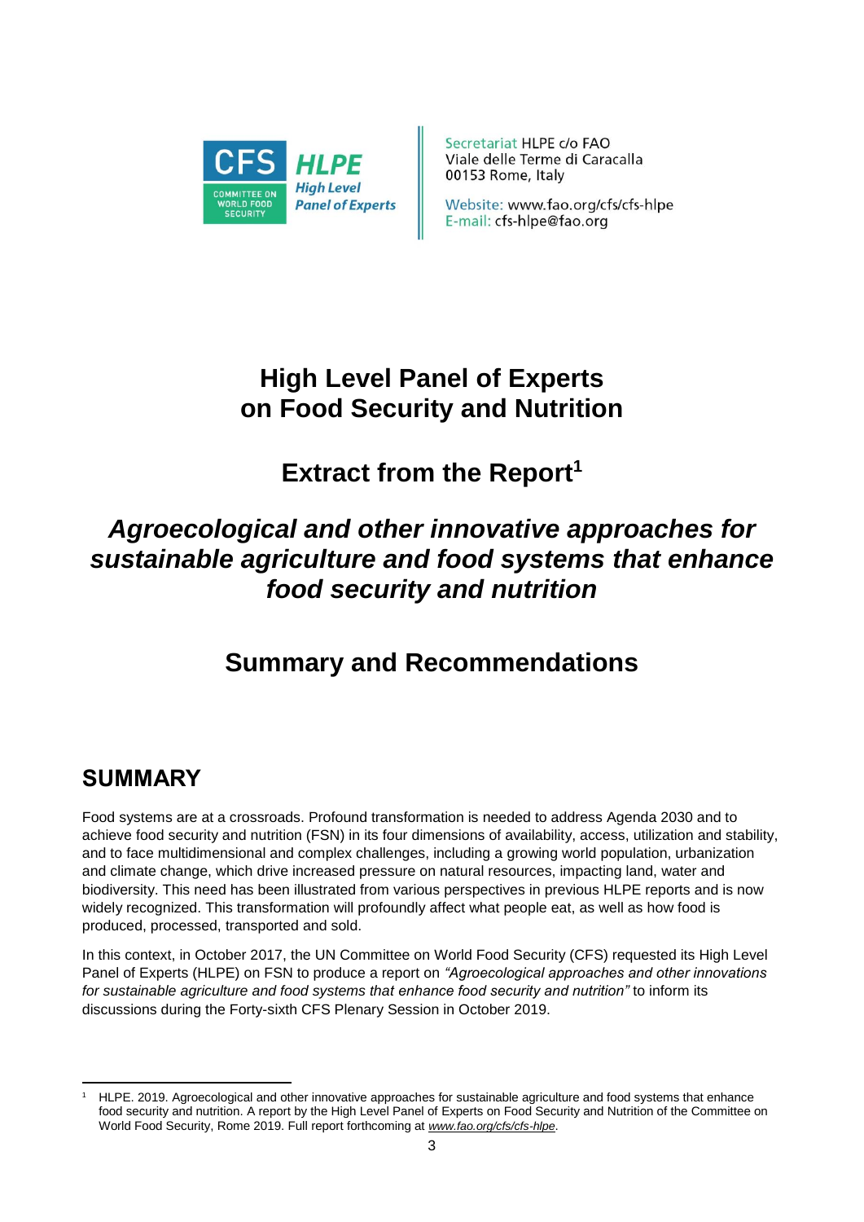Secretariat HLPE c/o FAO
Viale delle Terme di Caracalla
00153 Rome, Italy

Website: www.fao.org/cfs/cfs-hlpe
E-mail: cfs-hlpe@fao.org

# High Level Panel of Experts on Food Security and Nutrition

## Extract from the Report[1]

## *Agroecological and other innovative approaches for sustainable agriculture and food systems that enhance food security and nutrition*

## Summary and Recommendations

## SUMMARY

Food systems are at a crossroads. Profound transformation is needed to address Agenda 2030 and to achieve food security and nutrition (FSN) in its four dimensions of availability, access, utilization and stability, and to face multidimensional and complex challenges, including a growing world population, urbanization and climate change, which drive increased pressure on natural resources, impacting land, water and biodiversity. This need has been illustrated from various perspectives in previous HLPE reports and is now widely recognized. This transformation will profoundly affect what people eat, as well as how food is produced, processed, transported and sold.

In this context, in October 2017, the UN Committee on World Food Security (CFS) requested its High Level Panel of Experts (HLPE) on FSN to produce a report on *"Agroecological approaches and other innovations for sustainable agriculture and food systems that enhance food security and nutrition"* to inform its discussions during the Forty-sixth CFS Plenary Session in October 2019.

---

[1] HLPE. 2019. Agroecological and other innovative approaches for sustainable agriculture and food systems that enhance food security and nutrition. A report by the High Level Panel of Experts on Food Security and Nutrition of the Committee on World Food Security, Rome 2019. Full report forthcoming at *www.fao.org/cfs/cfs-hlpe*.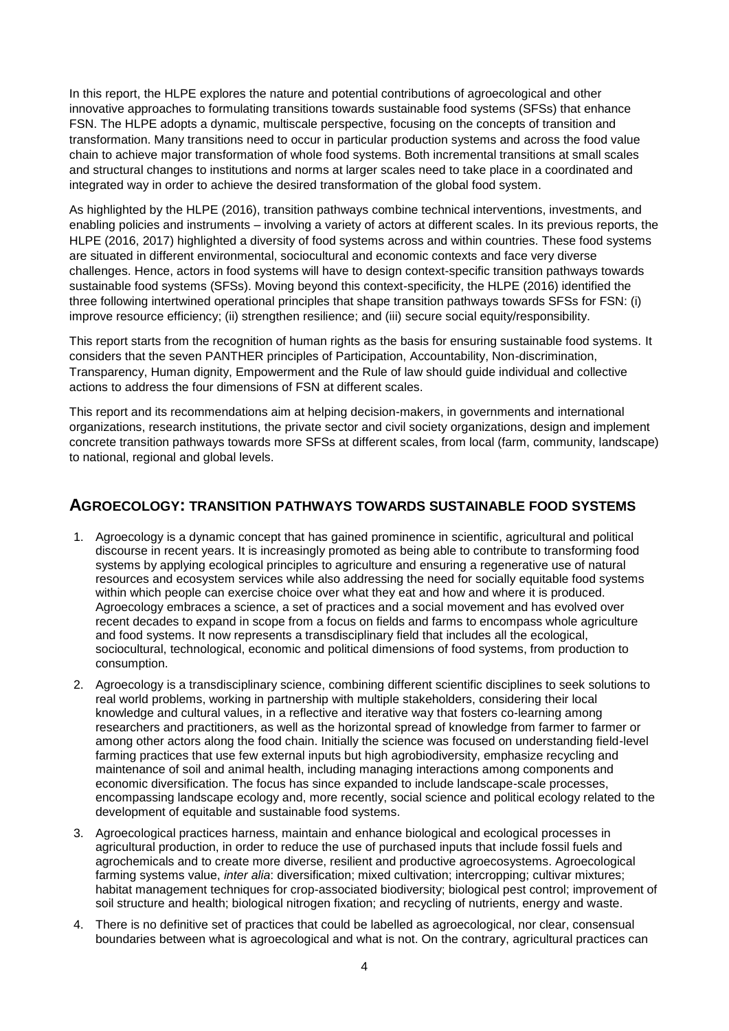In this report, the HLPE explores the nature and potential contributions of agroecological and other innovative approaches to formulating transitions towards sustainable food systems (SFSs) that enhance FSN. The HLPE adopts a dynamic, multiscale perspective, focusing on the concepts of transition and transformation. Many transitions need to occur in particular production systems and across the food value chain to achieve major transformation of whole food systems. Both incremental transitions at small scales and structural changes to institutions and norms at larger scales need to take place in a coordinated and integrated way in order to achieve the desired transformation of the global food system.

As highlighted by the HLPE (2016), transition pathways combine technical interventions, investments, and enabling policies and instruments – involving a variety of actors at different scales. In its previous reports, the HLPE (2016, 2017) highlighted a diversity of food systems across and within countries. These food systems are situated in different environmental, sociocultural and economic contexts and face very diverse challenges. Hence, actors in food systems will have to design context-specific transition pathways towards sustainable food systems (SFSs). Moving beyond this context-specificity, the HLPE (2016) identified the three following intertwined operational principles that shape transition pathways towards SFSs for FSN: (i) improve resource efficiency; (ii) strengthen resilience; and (iii) secure social equity/responsibility.

This report starts from the recognition of human rights as the basis for ensuring sustainable food systems. It considers that the seven PANTHER principles of Participation, Accountability, Non-discrimination, Transparency, Human dignity, Empowerment and the Rule of law should guide individual and collective actions to address the four dimensions of FSN at different scales.

This report and its recommendations aim at helping decision-makers, in governments and international organizations, research institutions, the private sector and civil society organizations, design and implement concrete transition pathways towards more SFSs at different scales, from local (farm, community, landscape) to national, regional and global levels.

## AGROECOLOGY: TRANSITION PATHWAYS TOWARDS SUSTAINABLE FOOD SYSTEMS

1. Agroecology is a dynamic concept that has gained prominence in scientific, agricultural and political discourse in recent years. It is increasingly promoted as being able to contribute to transforming food systems by applying ecological principles to agriculture and ensuring a regenerative use of natural resources and ecosystem services while also addressing the need for socially equitable food systems within which people can exercise choice over what they eat and how and where it is produced. Agroecology embraces a science, a set of practices and a social movement and has evolved over recent decades to expand in scope from a focus on fields and farms to encompass whole agriculture and food systems. It now represents a transdisciplinary field that includes all the ecological, sociocultural, technological, economic and political dimensions of food systems, from production to consumption.
2. Agroecology is a transdisciplinary science, combining different scientific disciplines to seek solutions to real world problems, working in partnership with multiple stakeholders, considering their local knowledge and cultural values, in a reflective and iterative way that fosters co-learning among researchers and practitioners, as well as the horizontal spread of knowledge from farmer to farmer or among other actors along the food chain. Initially the science was focused on understanding field-level farming practices that use few external inputs but high agrobiodiversity, emphasize recycling and maintenance of soil and animal health, including managing interactions among components and economic diversification. The focus has since expanded to include landscape-scale processes, encompassing landscape ecology and, more recently, social science and political ecology related to the development of equitable and sustainable food systems.
3. Agroecological practices harness, maintain and enhance biological and ecological processes in agricultural production, in order to reduce the use of purchased inputs that include fossil fuels and agrochemicals and to create more diverse, resilient and productive agroecosystems. Agroecological farming systems value, *inter alia*: diversification; mixed cultivation; intercropping; cultivar mixtures; habitat management techniques for crop-associated biodiversity; biological pest control; improvement of soil structure and health; biological nitrogen fixation; and recycling of nutrients, energy and waste.
4. There is no definitive set of practices that could be labelled as agroecological, nor clear, consensual boundaries between what is agroecological and what is not. On the contrary, agricultural practices can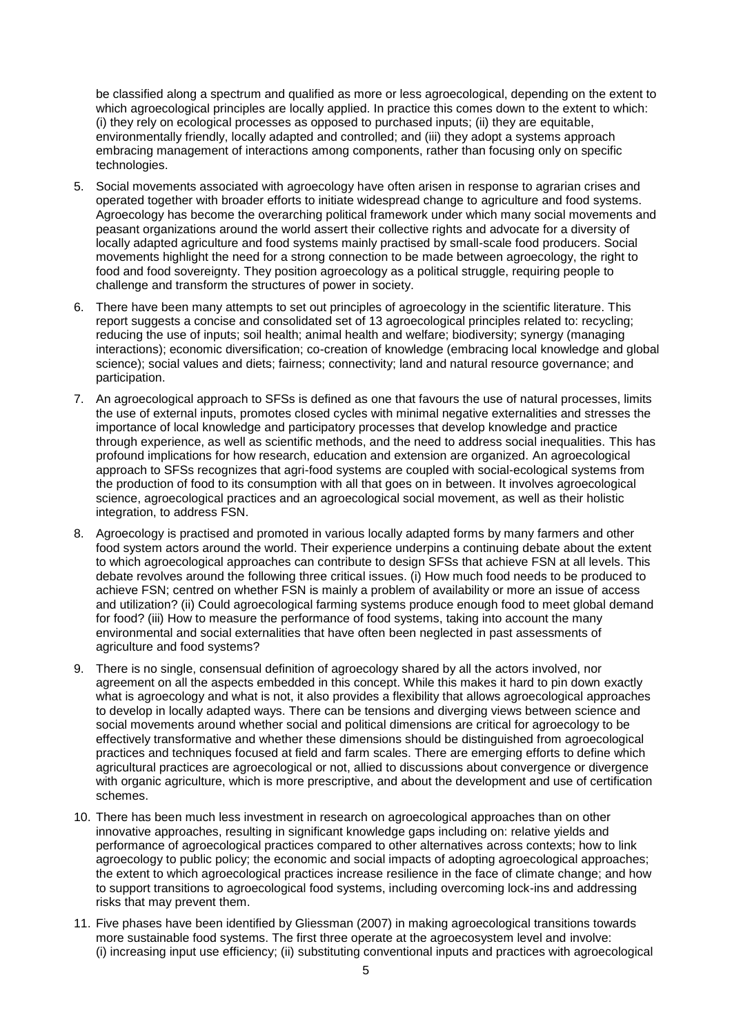be classified along a spectrum and qualified as more or less agroecological, depending on the extent to which agroecological principles are locally applied. In practice this comes down to the extent to which: (i) they rely on ecological processes as opposed to purchased inputs; (ii) they are equitable, environmentally friendly, locally adapted and controlled; and (iii) they adopt a systems approach embracing management of interactions among components, rather than focusing only on specific technologies.

5. Social movements associated with agroecology have often arisen in response to agrarian crises and operated together with broader efforts to initiate widespread change to agriculture and food systems. Agroecology has become the overarching political framework under which many social movements and peasant organizations around the world assert their collective rights and advocate for a diversity of locally adapted agriculture and food systems mainly practised by small-scale food producers. Social movements highlight the need for a strong connection to be made between agroecology, the right to food and food sovereignty. They position agroecology as a political struggle, requiring people to challenge and transform the structures of power in society.

6. There have been many attempts to set out principles of agroecology in the scientific literature. This report suggests a concise and consolidated set of 13 agroecological principles related to: recycling; reducing the use of inputs; soil health; animal health and welfare; biodiversity; synergy (managing interactions); economic diversification; co-creation of knowledge (embracing local knowledge and global science); social values and diets; fairness; connectivity; land and natural resource governance; and participation.

7. An agroecological approach to SFSs is defined as one that favours the use of natural processes, limits the use of external inputs, promotes closed cycles with minimal negative externalities and stresses the importance of local knowledge and participatory processes that develop knowledge and practice through experience, as well as scientific methods, and the need to address social inequalities. This has profound implications for how research, education and extension are organized. An agroecological approach to SFSs recognizes that agri-food systems are coupled with social-ecological systems from the production of food to its consumption with all that goes on in between. It involves agroecological science, agroecological practices and an agroecological social movement, as well as their holistic integration, to address FSN.

8. Agroecology is practised and promoted in various locally adapted forms by many farmers and other food system actors around the world. Their experience underpins a continuing debate about the extent to which agroecological approaches can contribute to design SFSs that achieve FSN at all levels. This debate revolves around the following three critical issues. (i) How much food needs to be produced to achieve FSN; centred on whether FSN is mainly a problem of availability or more an issue of access and utilization? (ii) Could agroecological farming systems produce enough food to meet global demand for food? (iii) How to measure the performance of food systems, taking into account the many environmental and social externalities that have often been neglected in past assessments of agriculture and food systems?

9. There is no single, consensual definition of agroecology shared by all the actors involved, nor agreement on all the aspects embedded in this concept. While this makes it hard to pin down exactly what is agroecology and what is not, it also provides a flexibility that allows agroecological approaches to develop in locally adapted ways. There can be tensions and diverging views between science and social movements around whether social and political dimensions are critical for agroecology to be effectively transformative and whether these dimensions should be distinguished from agroecological practices and techniques focused at field and farm scales. There are emerging efforts to define which agricultural practices are agroecological or not, allied to discussions about convergence or divergence with organic agriculture, which is more prescriptive, and about the development and use of certification schemes.

10. There has been much less investment in research on agroecological approaches than on other innovative approaches, resulting in significant knowledge gaps including on: relative yields and performance of agroecological practices compared to other alternatives across contexts; how to link agroecology to public policy; the economic and social impacts of adopting agroecological approaches; the extent to which agroecological practices increase resilience in the face of climate change; and how to support transitions to agroecological food systems, including overcoming lock-ins and addressing risks that may prevent them.

11. Five phases have been identified by Gliessman (2007) in making agroecological transitions towards more sustainable food systems. The first three operate at the agroecosystem level and involve: (i) increasing input use efficiency; (ii) substituting conventional inputs and practices with agroecological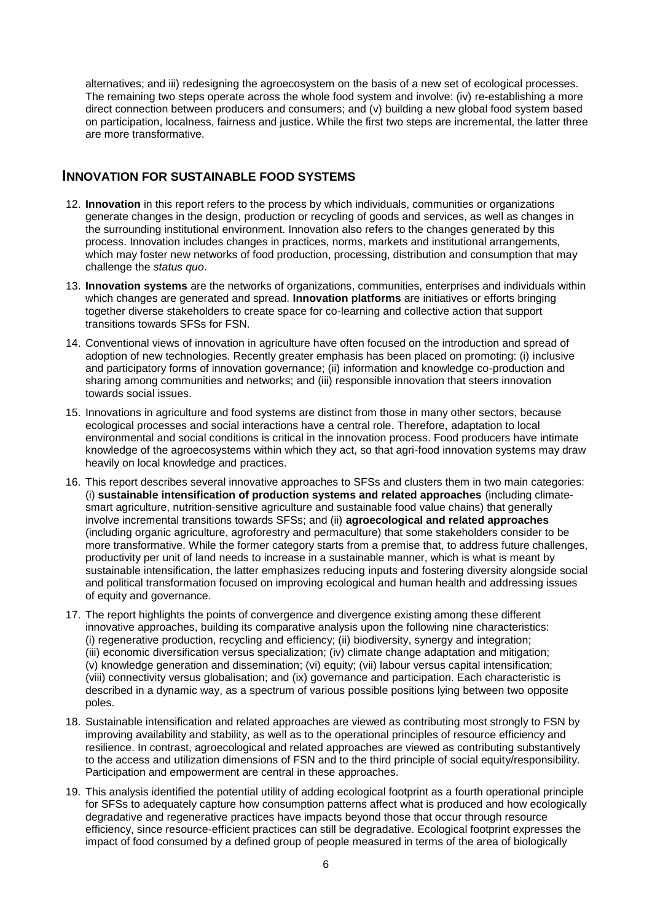alternatives; and iii) redesigning the agroecosystem on the basis of a new set of ecological processes. The remaining two steps operate across the whole food system and involve: (iv) re-establishing a more direct connection between producers and consumers; and (v) building a new global food system based on participation, localness, fairness and justice. While the first two steps are incremental, the latter three are more transformative.

## INNOVATION FOR SUSTAINABLE FOOD SYSTEMS

12. **Innovation** in this report refers to the process by which individuals, communities or organizations generate changes in the design, production or recycling of goods and services, as well as changes in the surrounding institutional environment. Innovation also refers to the changes generated by this process. Innovation includes changes in practices, norms, markets and institutional arrangements, which may foster new networks of food production, processing, distribution and consumption that may challenge the *status quo*.

13. **Innovation systems** are the networks of organizations, communities, enterprises and individuals within which changes are generated and spread. **Innovation platforms** are initiatives or efforts bringing together diverse stakeholders to create space for co-learning and collective action that support transitions towards SFSs for FSN.

14. Conventional views of innovation in agriculture have often focused on the introduction and spread of adoption of new technologies. Recently greater emphasis has been placed on promoting: (i) inclusive and participatory forms of innovation governance; (ii) information and knowledge co-production and sharing among communities and networks; and (iii) responsible innovation that steers innovation towards social issues.

15. Innovations in agriculture and food systems are distinct from those in many other sectors, because ecological processes and social interactions have a central role. Therefore, adaptation to local environmental and social conditions is critical in the innovation process. Food producers have intimate knowledge of the agroecosystems within which they act, so that agri-food innovation systems may draw heavily on local knowledge and practices.

16. This report describes several innovative approaches to SFSs and clusters them in two main categories: (i) **sustainable intensification of production systems and related approaches** (including climate-smart agriculture, nutrition-sensitive agriculture and sustainable food value chains) that generally involve incremental transitions towards SFSs; and (ii) **agroecological and related approaches** (including organic agriculture, agroforestry and permaculture) that some stakeholders consider to be more transformative. While the former category starts from a premise that, to address future challenges, productivity per unit of land needs to increase in a sustainable manner, which is what is meant by sustainable intensification, the latter emphasizes reducing inputs and fostering diversity alongside social and political transformation focused on improving ecological and human health and addressing issues of equity and governance.

17. The report highlights the points of convergence and divergence existing among these different innovative approaches, building its comparative analysis upon the following nine characteristics: (i) regenerative production, recycling and efficiency; (ii) biodiversity, synergy and integration; (iii) economic diversification versus specialization; (iv) climate change adaptation and mitigation; (v) knowledge generation and dissemination; (vi) equity; (vii) labour versus capital intensification; (viii) connectivity versus globalisation; and (ix) governance and participation. Each characteristic is described in a dynamic way, as a spectrum of various possible positions lying between two opposite poles.

18. Sustainable intensification and related approaches are viewed as contributing most strongly to FSN by improving availability and stability, as well as to the operational principles of resource efficiency and resilience. In contrast, agroecological and related approaches are viewed as contributing substantively to the access and utilization dimensions of FSN and to the third principle of social equity/responsibility. Participation and empowerment are central in these approaches.

19. This analysis identified the potential utility of adding ecological footprint as a fourth operational principle for SFSs to adequately capture how consumption patterns affect what is produced and how ecologically degradative and regenerative practices have impacts beyond those that occur through resource efficiency, since resource-efficient practices can still be degradative. Ecological footprint expresses the impact of food consumed by a defined group of people measured in terms of the area of biologically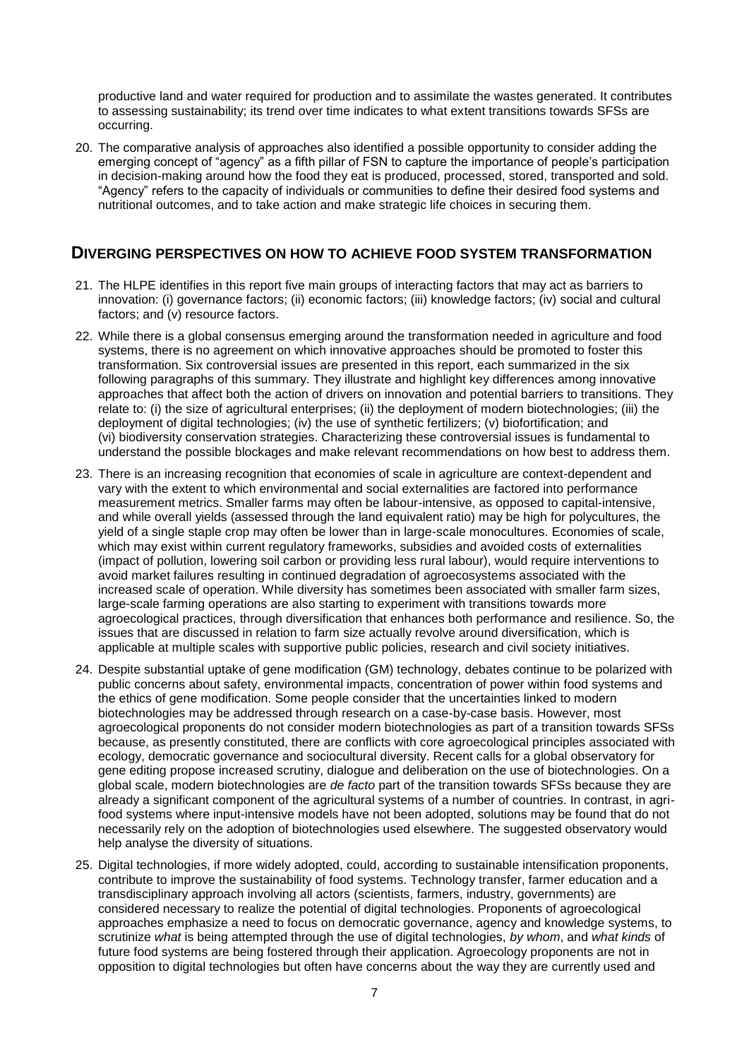productive land and water required for production and to assimilate the wastes generated. It contributes to assessing sustainability; its trend over time indicates to what extent transitions towards SFSs are occurring.

20. The comparative analysis of approaches also identified a possible opportunity to consider adding the emerging concept of "agency" as a fifth pillar of FSN to capture the importance of people's participation in decision-making around how the food they eat is produced, processed, stored, transported and sold. "Agency" refers to the capacity of individuals or communities to define their desired food systems and nutritional outcomes, and to take action and make strategic life choices in securing them.

## DIVERGING PERSPECTIVES ON HOW TO ACHIEVE FOOD SYSTEM TRANSFORMATION

21. The HLPE identifies in this report five main groups of interacting factors that may act as barriers to innovation: (i) governance factors; (ii) economic factors; (iii) knowledge factors; (iv) social and cultural factors; and (v) resource factors.

22. While there is a global consensus emerging around the transformation needed in agriculture and food systems, there is no agreement on which innovative approaches should be promoted to foster this transformation. Six controversial issues are presented in this report, each summarized in the six following paragraphs of this summary. They illustrate and highlight key differences among innovative approaches that affect both the action of drivers on innovation and potential barriers to transitions. They relate to: (i) the size of agricultural enterprises; (ii) the deployment of modern biotechnologies; (iii) the deployment of digital technologies; (iv) the use of synthetic fertilizers; (v) biofortification; and (vi) biodiversity conservation strategies. Characterizing these controversial issues is fundamental to understand the possible blockages and make relevant recommendations on how best to address them.

23. There is an increasing recognition that economies of scale in agriculture are context-dependent and vary with the extent to which environmental and social externalities are factored into performance measurement metrics. Smaller farms may often be labour-intensive, as opposed to capital-intensive, and while overall yields (assessed through the land equivalent ratio) may be high for polycultures, the yield of a single staple crop may often be lower than in large-scale monocultures. Economies of scale, which may exist within current regulatory frameworks, subsidies and avoided costs of externalities (impact of pollution, lowering soil carbon or providing less rural labour), would require interventions to avoid market failures resulting in continued degradation of agroecosystems associated with the increased scale of operation. While diversity has sometimes been associated with smaller farm sizes, large-scale farming operations are also starting to experiment with transitions towards more agroecological practices, through diversification that enhances both performance and resilience. So, the issues that are discussed in relation to farm size actually revolve around diversification, which is applicable at multiple scales with supportive public policies, research and civil society initiatives.

24. Despite substantial uptake of gene modification (GM) technology, debates continue to be polarized with public concerns about safety, environmental impacts, concentration of power within food systems and the ethics of gene modification. Some people consider that the uncertainties linked to modern biotechnologies may be addressed through research on a case-by-case basis. However, most agroecological proponents do not consider modern biotechnologies as part of a transition towards SFSs because, as presently constituted, there are conflicts with core agroecological principles associated with ecology, democratic governance and sociocultural diversity. Recent calls for a global observatory for gene editing propose increased scrutiny, dialogue and deliberation on the use of biotechnologies. On a global scale, modern biotechnologies are *de facto* part of the transition towards SFSs because they are already a significant component of the agricultural systems of a number of countries. In contrast, in agri-food systems where input-intensive models have not been adopted, solutions may be found that do not necessarily rely on the adoption of biotechnologies used elsewhere. The suggested observatory would help analyse the diversity of situations.

25. Digital technologies, if more widely adopted, could, according to sustainable intensification proponents, contribute to improve the sustainability of food systems. Technology transfer, farmer education and a transdisciplinary approach involving all actors (scientists, farmers, industry, governments) are considered necessary to realize the potential of digital technologies. Proponents of agroecological approaches emphasize a need to focus on democratic governance, agency and knowledge systems, to scrutinize *what* is being attempted through the use of digital technologies, *by whom*, and *what kinds* of future food systems are being fostered through their application. Agroecology proponents are not in opposition to digital technologies but often have concerns about the way they are currently used and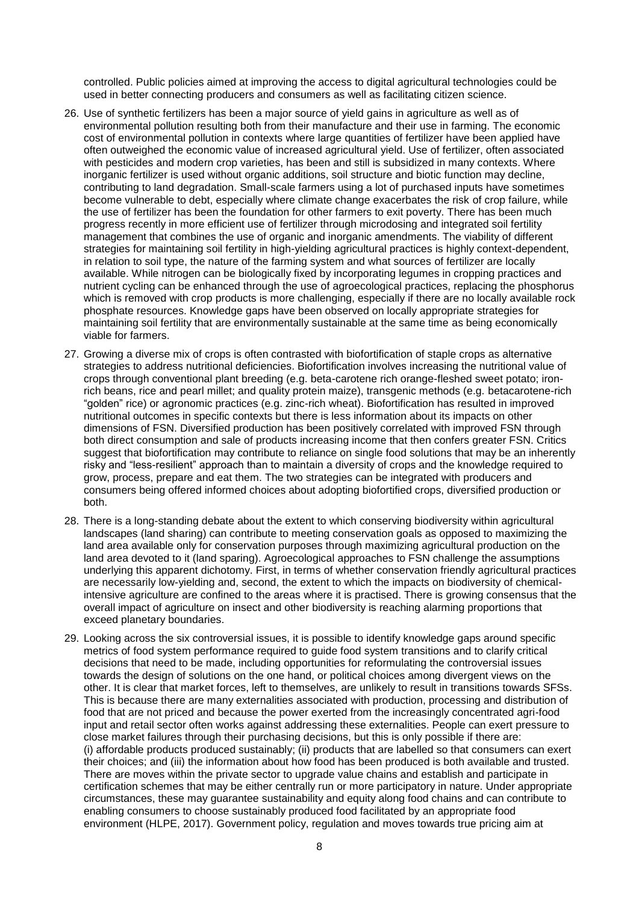controlled. Public policies aimed at improving the access to digital agricultural technologies could be used in better connecting producers and consumers as well as facilitating citizen science.

26. Use of synthetic fertilizers has been a major source of yield gains in agriculture as well as of environmental pollution resulting both from their manufacture and their use in farming. The economic cost of environmental pollution in contexts where large quantities of fertilizer have been applied have often outweighed the economic value of increased agricultural yield. Use of fertilizer, often associated with pesticides and modern crop varieties, has been and still is subsidized in many contexts. Where inorganic fertilizer is used without organic additions, soil structure and biotic function may decline, contributing to land degradation. Small-scale farmers using a lot of purchased inputs have sometimes become vulnerable to debt, especially where climate change exacerbates the risk of crop failure, while the use of fertilizer has been the foundation for other farmers to exit poverty. There has been much progress recently in more efficient use of fertilizer through microdosing and integrated soil fertility management that combines the use of organic and inorganic amendments. The viability of different strategies for maintaining soil fertility in high-yielding agricultural practices is highly context-dependent, in relation to soil type, the nature of the farming system and what sources of fertilizer are locally available. While nitrogen can be biologically fixed by incorporating legumes in cropping practices and nutrient cycling can be enhanced through the use of agroecological practices, replacing the phosphorus which is removed with crop products is more challenging, especially if there are no locally available rock phosphate resources. Knowledge gaps have been observed on locally appropriate strategies for maintaining soil fertility that are environmentally sustainable at the same time as being economically viable for farmers.

27. Growing a diverse mix of crops is often contrasted with biofortification of staple crops as alternative strategies to address nutritional deficiencies. Biofortification involves increasing the nutritional value of crops through conventional plant breeding (e.g. beta-carotene rich orange-fleshed sweet potato; iron-rich beans, rice and pearl millet; and quality protein maize), transgenic methods (e.g. betacarotene-rich "golden" rice) or agronomic practices (e.g. zinc-rich wheat). Biofortification has resulted in improved nutritional outcomes in specific contexts but there is less information about its impacts on other dimensions of FSN. Diversified production has been positively correlated with improved FSN through both direct consumption and sale of products increasing income that then confers greater FSN. Critics suggest that biofortification may contribute to reliance on single food solutions that may be an inherently risky and "less-resilient" approach than to maintain a diversity of crops and the knowledge required to grow, process, prepare and eat them. The two strategies can be integrated with producers and consumers being offered informed choices about adopting biofortified crops, diversified production or both.

28. There is a long-standing debate about the extent to which conserving biodiversity within agricultural landscapes (land sharing) can contribute to meeting conservation goals as opposed to maximizing the land area available only for conservation purposes through maximizing agricultural production on the land area devoted to it (land sparing). Agroecological approaches to FSN challenge the assumptions underlying this apparent dichotomy. First, in terms of whether conservation friendly agricultural practices are necessarily low-yielding and, second, the extent to which the impacts on biodiversity of chemical-intensive agriculture are confined to the areas where it is practised. There is growing consensus that the overall impact of agriculture on insect and other biodiversity is reaching alarming proportions that exceed planetary boundaries.

29. Looking across the six controversial issues, it is possible to identify knowledge gaps around specific metrics of food system performance required to guide food system transitions and to clarify critical decisions that need to be made, including opportunities for reformulating the controversial issues towards the design of solutions on the one hand, or political choices among divergent views on the other. It is clear that market forces, left to themselves, are unlikely to result in transitions towards SFSs. This is because there are many externalities associated with production, processing and distribution of food that are not priced and because the power exerted from the increasingly concentrated agri-food input and retail sector often works against addressing these externalities. People can exert pressure to close market failures through their purchasing decisions, but this is only possible if there are: (i) affordable products produced sustainably; (ii) products that are labelled so that consumers can exert their choices; and (iii) the information about how food has been produced is both available and trusted. There are moves within the private sector to upgrade value chains and establish and participate in certification schemes that may be either centrally run or more participatory in nature. Under appropriate circumstances, these may guarantee sustainability and equity along food chains and can contribute to enabling consumers to choose sustainably produced food facilitated by an appropriate food environment (HLPE, 2017). Government policy, regulation and moves towards true pricing aim at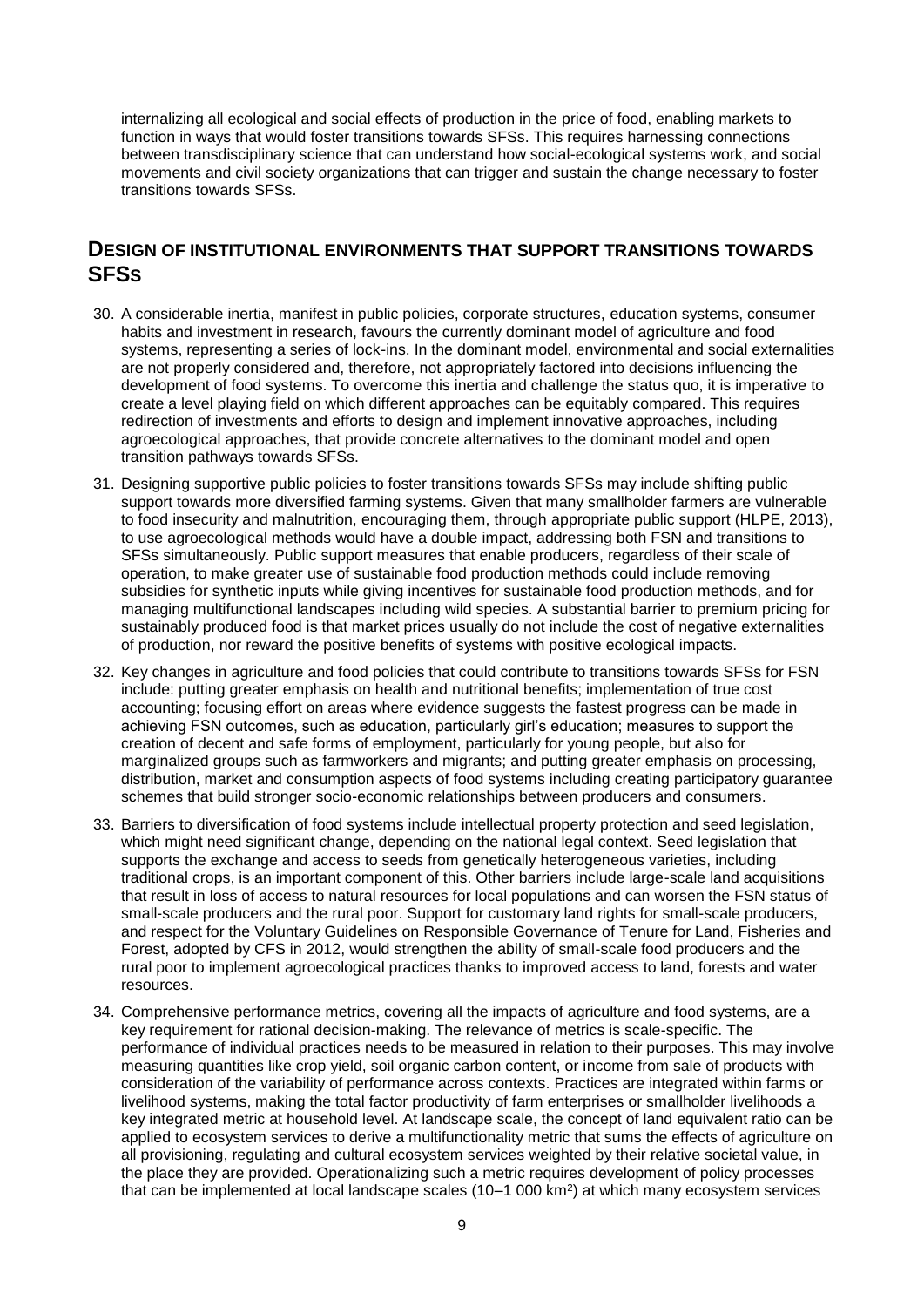internalizing all ecological and social effects of production in the price of food, enabling markets to function in ways that would foster transitions towards SFSs. This requires harnessing connections between transdisciplinary science that can understand how social-ecological systems work, and social movements and civil society organizations that can trigger and sustain the change necessary to foster transitions towards SFSs.

## DESIGN OF INSTITUTIONAL ENVIRONMENTS THAT SUPPORT TRANSITIONS TOWARDS SFSS

30. A considerable inertia, manifest in public policies, corporate structures, education systems, consumer habits and investment in research, favours the currently dominant model of agriculture and food systems, representing a series of lock-ins. In the dominant model, environmental and social externalities are not properly considered and, therefore, not appropriately factored into decisions influencing the development of food systems. To overcome this inertia and challenge the status quo, it is imperative to create a level playing field on which different approaches can be equitably compared. This requires redirection of investments and efforts to design and implement innovative approaches, including agroecological approaches, that provide concrete alternatives to the dominant model and open transition pathways towards SFSs.

31. Designing supportive public policies to foster transitions towards SFSs may include shifting public support towards more diversified farming systems. Given that many smallholder farmers are vulnerable to food insecurity and malnutrition, encouraging them, through appropriate public support (HLPE, 2013), to use agroecological methods would have a double impact, addressing both FSN and transitions to SFSs simultaneously. Public support measures that enable producers, regardless of their scale of operation, to make greater use of sustainable food production methods could include removing subsidies for synthetic inputs while giving incentives for sustainable food production methods, and for managing multifunctional landscapes including wild species. A substantial barrier to premium pricing for sustainably produced food is that market prices usually do not include the cost of negative externalities of production, nor reward the positive benefits of systems with positive ecological impacts.

32. Key changes in agriculture and food policies that could contribute to transitions towards SFSs for FSN include: putting greater emphasis on health and nutritional benefits; implementation of true cost accounting; focusing effort on areas where evidence suggests the fastest progress can be made in achieving FSN outcomes, such as education, particularly girl's education; measures to support the creation of decent and safe forms of employment, particularly for young people, but also for marginalized groups such as farmworkers and migrants; and putting greater emphasis on processing, distribution, market and consumption aspects of food systems including creating participatory guarantee schemes that build stronger socio-economic relationships between producers and consumers.

33. Barriers to diversification of food systems include intellectual property protection and seed legislation, which might need significant change, depending on the national legal context. Seed legislation that supports the exchange and access to seeds from genetically heterogeneous varieties, including traditional crops, is an important component of this. Other barriers include large-scale land acquisitions that result in loss of access to natural resources for local populations and can worsen the FSN status of small-scale producers and the rural poor. Support for customary land rights for small-scale producers, and respect for the Voluntary Guidelines on Responsible Governance of Tenure for Land, Fisheries and Forest, adopted by CFS in 2012, would strengthen the ability of small-scale food producers and the rural poor to implement agroecological practices thanks to improved access to land, forests and water resources.

34. Comprehensive performance metrics, covering all the impacts of agriculture and food systems, are a key requirement for rational decision-making. The relevance of metrics is scale-specific. The performance of individual practices needs to be measured in relation to their purposes. This may involve measuring quantities like crop yield, soil organic carbon content, or income from sale of products with consideration of the variability of performance across contexts. Practices are integrated within farms or livelihood systems, making the total factor productivity of farm enterprises or smallholder livelihoods a key integrated metric at household level. At landscape scale, the concept of land equivalent ratio can be applied to ecosystem services to derive a multifunctionality metric that sums the effects of agriculture on all provisioning, regulating and cultural ecosystem services weighted by their relative societal value, in the place they are provided. Operationalizing such a metric requires development of policy processes that can be implemented at local landscape scales (10–1 000 $km^2$) at which many ecosystem services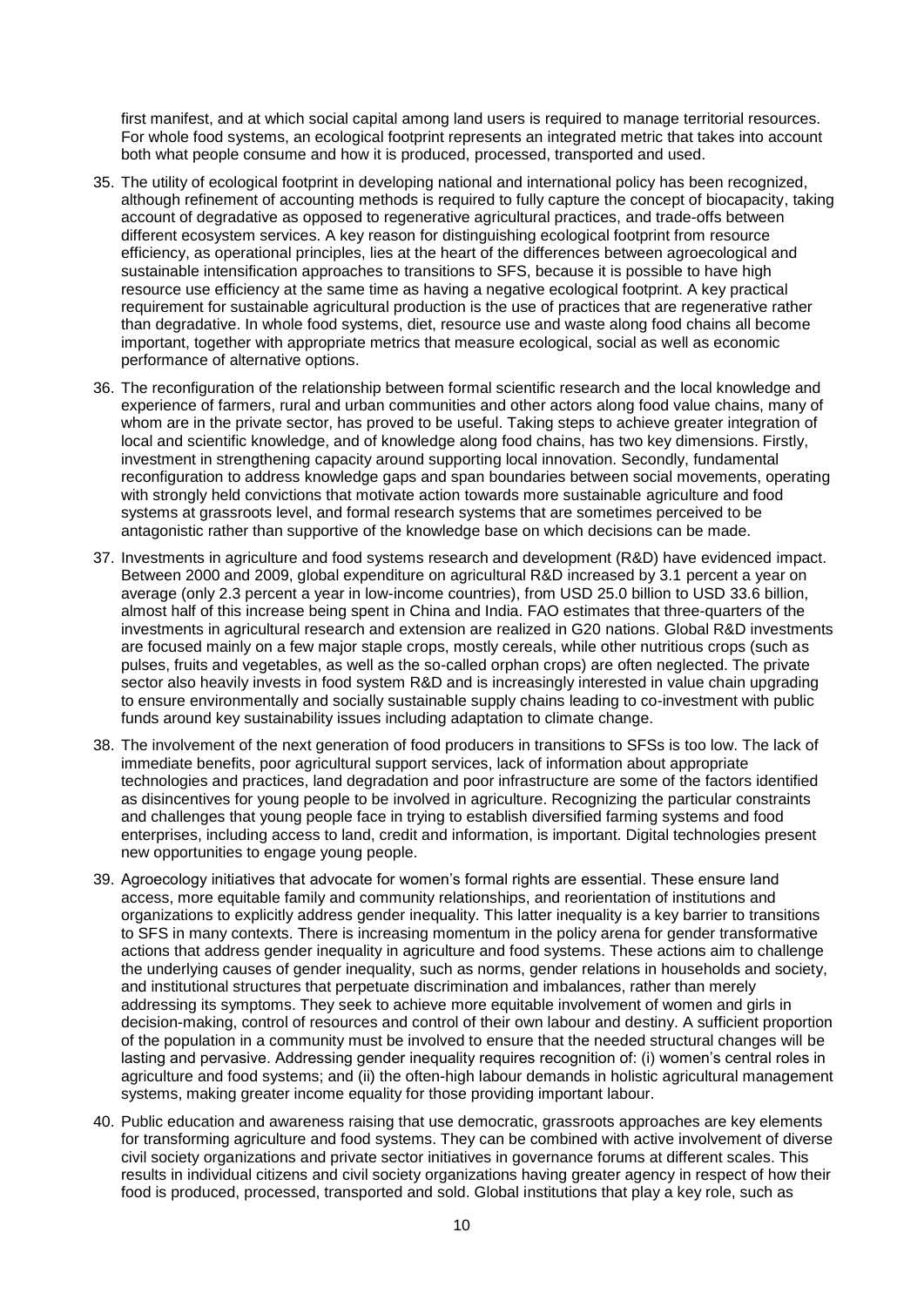first manifest, and at which social capital among land users is required to manage territorial resources. For whole food systems, an ecological footprint represents an integrated metric that takes into account both what people consume and how it is produced, processed, transported and used.

35. The utility of ecological footprint in developing national and international policy has been recognized, although refinement of accounting methods is required to fully capture the concept of biocapacity, taking account of degradative as opposed to regenerative agricultural practices, and trade-offs between different ecosystem services. A key reason for distinguishing ecological footprint from resource efficiency, as operational principles, lies at the heart of the differences between agroecological and sustainable intensification approaches to transitions to SFS, because it is possible to have high resource use efficiency at the same time as having a negative ecological footprint. A key practical requirement for sustainable agricultural production is the use of practices that are regenerative rather than degradative. In whole food systems, diet, resource use and waste along food chains all become important, together with appropriate metrics that measure ecological, social as well as economic performance of alternative options.

36. The reconfiguration of the relationship between formal scientific research and the local knowledge and experience of farmers, rural and urban communities and other actors along food value chains, many of whom are in the private sector, has proved to be useful. Taking steps to achieve greater integration of local and scientific knowledge, and of knowledge along food chains, has two key dimensions. Firstly, investment in strengthening capacity around supporting local innovation. Secondly, fundamental reconfiguration to address knowledge gaps and span boundaries between social movements, operating with strongly held convictions that motivate action towards more sustainable agriculture and food systems at grassroots level, and formal research systems that are sometimes perceived to be antagonistic rather than supportive of the knowledge base on which decisions can be made.

37. Investments in agriculture and food systems research and development (R&D) have evidenced impact. Between 2000 and 2009, global expenditure on agricultural R&D increased by 3.1 percent a year on average (only 2.3 percent a year in low-income countries), from USD 25.0 billion to USD 33.6 billion, almost half of this increase being spent in China and India. FAO estimates that three-quarters of the investments in agricultural research and extension are realized in G20 nations. Global R&D investments are focused mainly on a few major staple crops, mostly cereals, while other nutritious crops (such as pulses, fruits and vegetables, as well as the so-called orphan crops) are often neglected. The private sector also heavily invests in food system R&D and is increasingly interested in value chain upgrading to ensure environmentally and socially sustainable supply chains leading to co-investment with public funds around key sustainability issues including adaptation to climate change.

38. The involvement of the next generation of food producers in transitions to SFSs is too low. The lack of immediate benefits, poor agricultural support services, lack of information about appropriate technologies and practices, land degradation and poor infrastructure are some of the factors identified as disincentives for young people to be involved in agriculture. Recognizing the particular constraints and challenges that young people face in trying to establish diversified farming systems and food enterprises, including access to land, credit and information, is important. Digital technologies present new opportunities to engage young people.

39. Agroecology initiatives that advocate for women's formal rights are essential. These ensure land access, more equitable family and community relationships, and reorientation of institutions and organizations to explicitly address gender inequality. This latter inequality is a key barrier to transitions to SFS in many contexts. There is increasing momentum in the policy arena for gender transformative actions that address gender inequality in agriculture and food systems. These actions aim to challenge the underlying causes of gender inequality, such as norms, gender relations in households and society, and institutional structures that perpetuate discrimination and imbalances, rather than merely addressing its symptoms. They seek to achieve more equitable involvement of women and girls in decision-making, control of resources and control of their own labour and destiny. A sufficient proportion of the population in a community must be involved to ensure that the needed structural changes will be lasting and pervasive. Addressing gender inequality requires recognition of: (i) women's central roles in agriculture and food systems; and (ii) the often-high labour demands in holistic agricultural management systems, making greater income equality for those providing important labour.

40. Public education and awareness raising that use democratic, grassroots approaches are key elements for transforming agriculture and food systems. They can be combined with active involvement of diverse civil society organizations and private sector initiatives in governance forums at different scales. This results in individual citizens and civil society organizations having greater agency in respect of how their food is produced, processed, transported and sold. Global institutions that play a key role, such as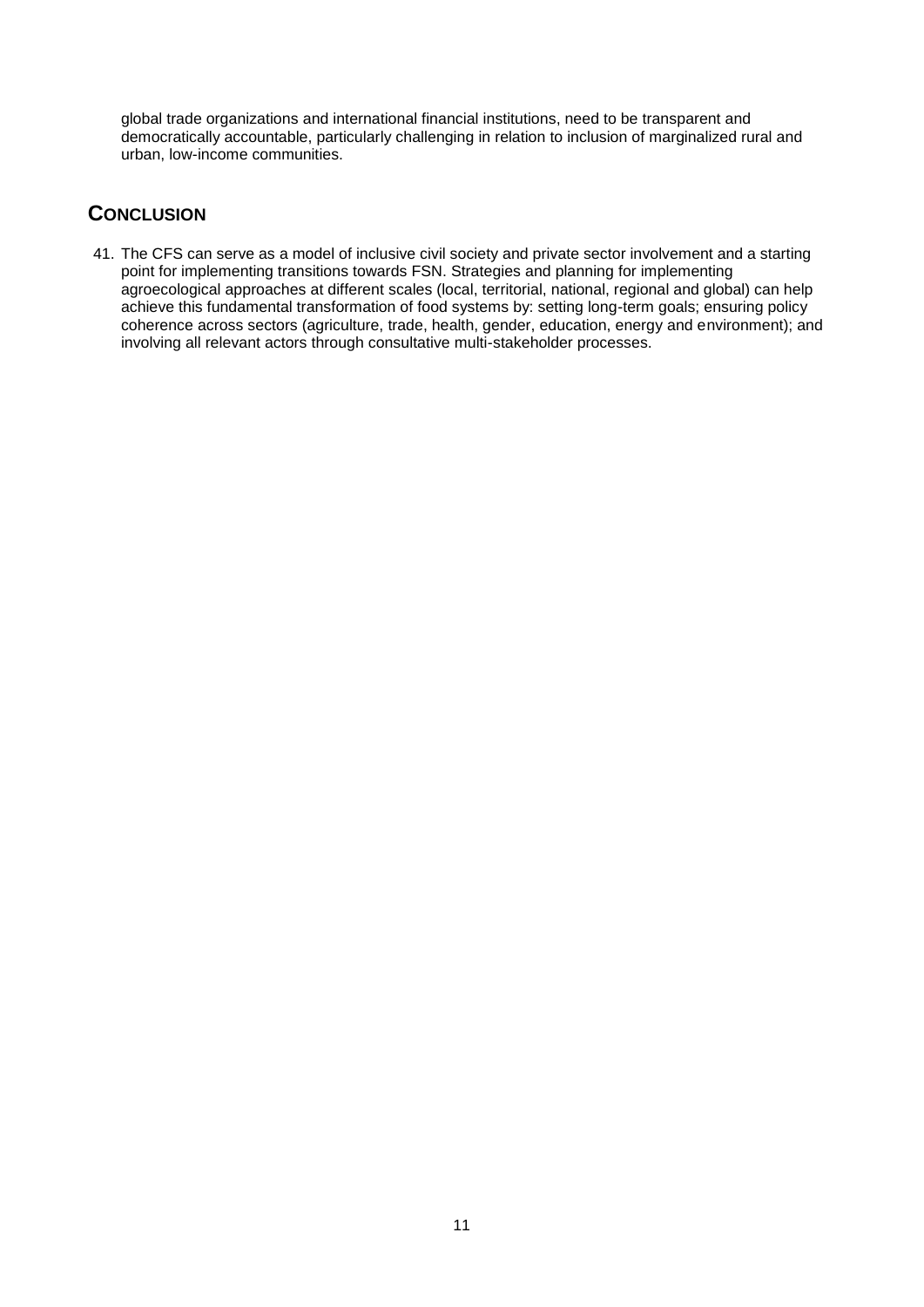global trade organizations and international financial institutions, need to be transparent and democratically accountable, particularly challenging in relation to inclusion of marginalized rural and urban, low-income communities.

## Conclusion

41. The CFS can serve as a model of inclusive civil society and private sector involvement and a starting point for implementing transitions towards FSN. Strategies and planning for implementing agroecological approaches at different scales (local, territorial, national, regional and global) can help achieve this fundamental transformation of food systems by: setting long-term goals; ensuring policy coherence across sectors (agriculture, trade, health, gender, education, energy and environment); and involving all relevant actors through consultative multi-stakeholder processes.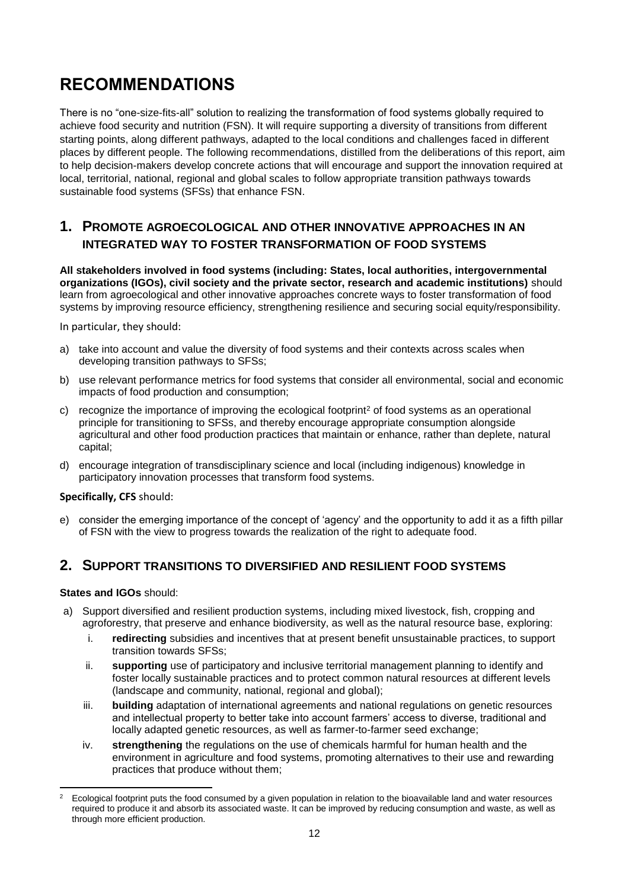# RECOMMENDATIONS

There is no "one-size-fits-all" solution to realizing the transformation of food systems globally required to achieve food security and nutrition (FSN). It will require supporting a diversity of transitions from different starting points, along different pathways, adapted to the local conditions and challenges faced in different places by different people. The following recommendations, distilled from the deliberations of this report, aim to help decision-makers develop concrete actions that will encourage and support the innovation required at local, territorial, national, regional and global scales to follow appropriate transition pathways towards sustainable food systems (SFSs) that enhance FSN.

## 1. PROMOTE AGROECOLOGICAL AND OTHER INNOVATIVE APPROACHES IN AN INTEGRATED WAY TO FOSTER TRANSFORMATION OF FOOD SYSTEMS

**All stakeholders involved in food systems (including: States, local authorities, intergovernmental organizations (IGOs), civil society and the private sector, research and academic institutions)** should learn from agroecological and other innovative approaches concrete ways to foster transformation of food systems by improving resource efficiency, strengthening resilience and securing social equity/responsibility.

In particular, they should:

a) take into account and value the diversity of food systems and their contexts across scales when developing transition pathways to SFSs;

b) use relevant performance metrics for food systems that consider all environmental, social and economic impacts of food production and consumption;

c) recognize the importance of improving the ecological footprint[2] of food systems as an operational principle for transitioning to SFSs, and thereby encourage appropriate consumption alongside agricultural and other food production practices that maintain or enhance, rather than deplete, natural capital;

d) encourage integration of transdisciplinary science and local (including indigenous) knowledge in participatory innovation processes that transform food systems.

**Specifically, CFS** should:

e) consider the emerging importance of the concept of 'agency' and the opportunity to add it as a fifth pillar of FSN with the view to progress towards the realization of the right to adequate food.

## 2. SUPPORT TRANSITIONS TO DIVERSIFIED AND RESILIENT FOOD SYSTEMS

**States and IGOs** should:

a) Support diversified and resilient production systems, including mixed livestock, fish, cropping and agroforestry, that preserve and enhance biodiversity, as well as the natural resource base, exploring:

   i. **redirecting** subsidies and incentives that at present benefit unsustainable practices, to support transition towards SFSs;

   ii. **supporting** use of participatory and inclusive territorial management planning to identify and foster locally sustainable practices and to protect common natural resources at different levels (landscape and community, national, regional and global);

   iii. **building** adaptation of international agreements and national regulations on genetic resources and intellectual property to better take into account farmers' access to diverse, traditional and locally adapted genetic resources, as well as farmer-to-farmer seed exchange;

   iv. **strengthening** the regulations on the use of chemicals harmful for human health and the environment in agriculture and food systems, promoting alternatives to their use and rewarding practices that produce without them;

---

[2] Ecological footprint puts the food consumed by a given population in relation to the bioavailable land and water resources required to produce it and absorb its associated waste. It can be improved by reducing consumption and waste, as well as through more efficient production.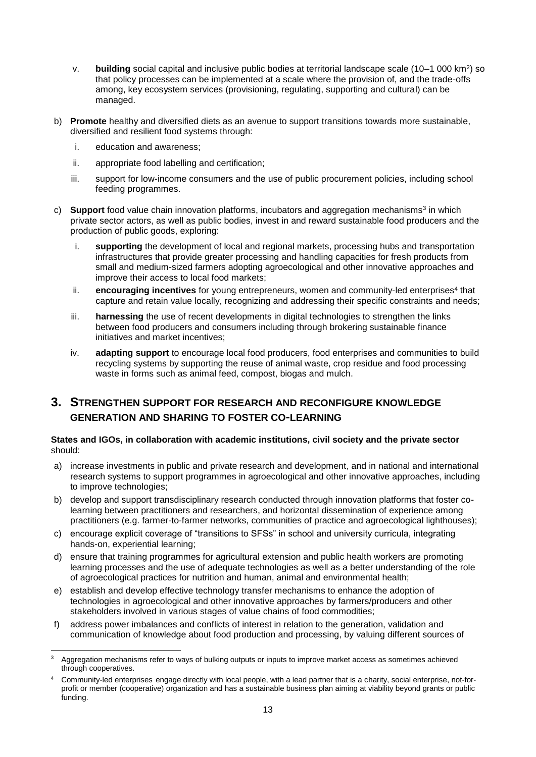v. **building** social capital and inclusive public bodies at territorial landscape scale (10–1 000 km$^2$) so that policy processes can be implemented at a scale where the provision of, and the trade-offs among, key ecosystem services (provisioning, regulating, supporting and cultural) can be managed.

b) **Promote** healthy and diversified diets as an avenue to support transitions towards more sustainable, diversified and resilient food systems through:

   i. education and awareness;

   ii. appropriate food labelling and certification;

   iii. support for low-income consumers and the use of public procurement policies, including school feeding programmes.

c) **Support** food value chain innovation platforms, incubators and aggregation mechanisms[3] in which private sector actors, as well as public bodies, invest in and reward sustainable food producers and the production of public goods, exploring:

   i. **supporting** the development of local and regional markets, processing hubs and transportation infrastructures that provide greater processing and handling capacities for fresh products from small and medium-sized farmers adopting agroecological and other innovative approaches and improve their access to local food markets;

   ii. **encouraging incentives** for young entrepreneurs, women and community-led enterprises[4] that capture and retain value locally, recognizing and addressing their specific constraints and needs;

   iii. **harnessing** the use of recent developments in digital technologies to strengthen the links between food producers and consumers including through brokering sustainable finance initiatives and market incentives;

   iv. **adapting support** to encourage local food producers, food enterprises and communities to build recycling systems by supporting the reuse of animal waste, crop residue and food processing waste in forms such as animal feed, compost, biogas and mulch.

## 3. STRENGTHEN SUPPORT FOR RESEARCH AND RECONFIGURE KNOWLEDGE GENERATION AND SHARING TO FOSTER CO-LEARNING

**States and IGOs, in collaboration with academic institutions, civil society and the private sector** should:

a) increase investments in public and private research and development, and in national and international research systems to support programmes in agroecological and other innovative approaches, including to improve technologies;

b) develop and support transdisciplinary research conducted through innovation platforms that foster co-learning between practitioners and researchers, and horizontal dissemination of experience among practitioners (e.g. farmer-to-farmer networks, communities of practice and agroecological lighthouses);

c) encourage explicit coverage of "transitions to SFSs" in school and university curricula, integrating hands-on, experiential learning;

d) ensure that training programmes for agricultural extension and public health workers are promoting learning processes and the use of adequate technologies as well as a better understanding of the role of agroecological practices for nutrition and human, animal and environmental health;

e) establish and develop effective technology transfer mechanisms to enhance the adoption of technologies in agroecological and other innovative approaches by farmers/producers and other stakeholders involved in various stages of value chains of food commodities;

f) address power imbalances and conflicts of interest in relation to the generation, validation and communication of knowledge about food production and processing, by valuing different sources of

---

[3] Aggregation mechanisms refer to ways of bulking outputs or inputs to improve market access as sometimes achieved through cooperatives.

[4] Community-led enterprises engage directly with local people, with a lead partner that is a charity, social enterprise, not-for-profit or member (cooperative) organization and has a sustainable business plan aiming at viability beyond grants or public funding.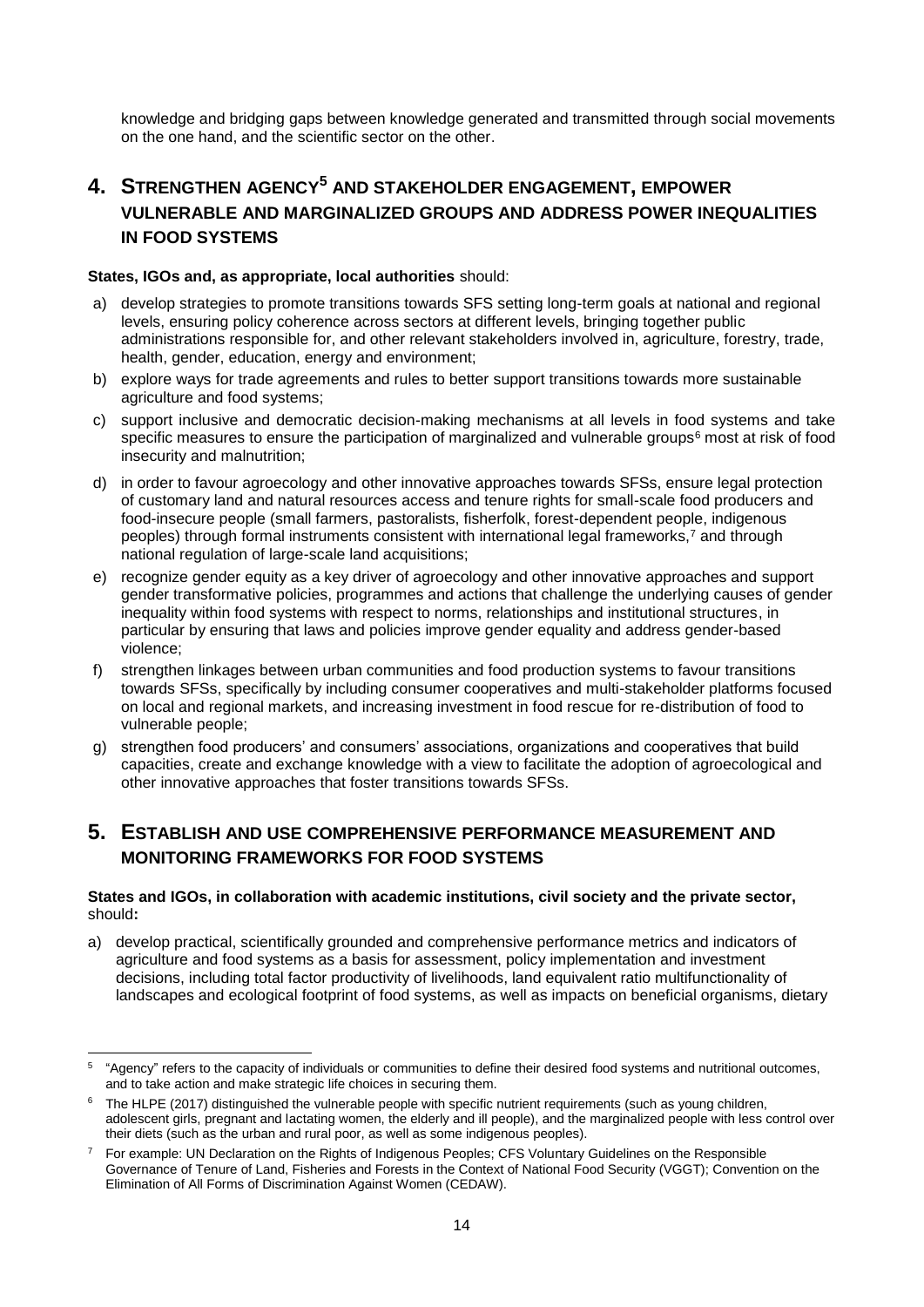knowledge and bridging gaps between knowledge generated and transmitted through social movements on the one hand, and the scientific sector on the other.

## 4. STRENGTHEN AGENCY[5] AND STAKEHOLDER ENGAGEMENT, EMPOWER VULNERABLE AND MARGINALIZED GROUPS AND ADDRESS POWER INEQUALITIES IN FOOD SYSTEMS

**States, IGOs and, as appropriate, local authorities** should:

a) develop strategies to promote transitions towards SFS setting long-term goals at national and regional levels, ensuring policy coherence across sectors at different levels, bringing together public administrations responsible for, and other relevant stakeholders involved in, agriculture, forestry, trade, health, gender, education, energy and environment;

b) explore ways for trade agreements and rules to better support transitions towards more sustainable agriculture and food systems;

c) support inclusive and democratic decision-making mechanisms at all levels in food systems and take specific measures to ensure the participation of marginalized and vulnerable groups[6] most at risk of food insecurity and malnutrition;

d) in order to favour agroecology and other innovative approaches towards SFSs, ensure legal protection of customary land and natural resources access and tenure rights for small-scale food producers and food-insecure people (small farmers, pastoralists, fisherfolk, forest-dependent people, indigenous peoples) through formal instruments consistent with international legal frameworks,[7] and through national regulation of large-scale land acquisitions;

e) recognize gender equity as a key driver of agroecology and other innovative approaches and support gender transformative policies, programmes and actions that challenge the underlying causes of gender inequality within food systems with respect to norms, relationships and institutional structures, in particular by ensuring that laws and policies improve gender equality and address gender-based violence;

f) strengthen linkages between urban communities and food production systems to favour transitions towards SFSs, specifically by including consumer cooperatives and multi-stakeholder platforms focused on local and regional markets, and increasing investment in food rescue for re-distribution of food to vulnerable people;

g) strengthen food producers' and consumers' associations, organizations and cooperatives that build capacities, create and exchange knowledge with a view to facilitate the adoption of agroecological and other innovative approaches that foster transitions towards SFSs.

## 5. ESTABLISH AND USE COMPREHENSIVE PERFORMANCE MEASUREMENT AND MONITORING FRAMEWORKS FOR FOOD SYSTEMS

**States and IGOs, in collaboration with academic institutions, civil society and the private sector,** should**:**

a) develop practical, scientifically grounded and comprehensive performance metrics and indicators of agriculture and food systems as a basis for assessment, policy implementation and investment decisions, including total factor productivity of livelihoods, land equivalent ratio multifunctionality of landscapes and ecological footprint of food systems, as well as impacts on beneficial organisms, dietary

---

[5] "Agency" refers to the capacity of individuals or communities to define their desired food systems and nutritional outcomes, and to take action and make strategic life choices in securing them.

[6] The HLPE (2017) distinguished the vulnerable people with specific nutrient requirements (such as young children, adolescent girls, pregnant and lactating women, the elderly and ill people), and the marginalized people with less control over their diets (such as the urban and rural poor, as well as some indigenous peoples).

[7] For example: UN Declaration on the Rights of Indigenous Peoples; CFS Voluntary Guidelines on the Responsible Governance of Tenure of Land, Fisheries and Forests in the Context of National Food Security (VGGT); Convention on the Elimination of All Forms of Discrimination Against Women (CEDAW).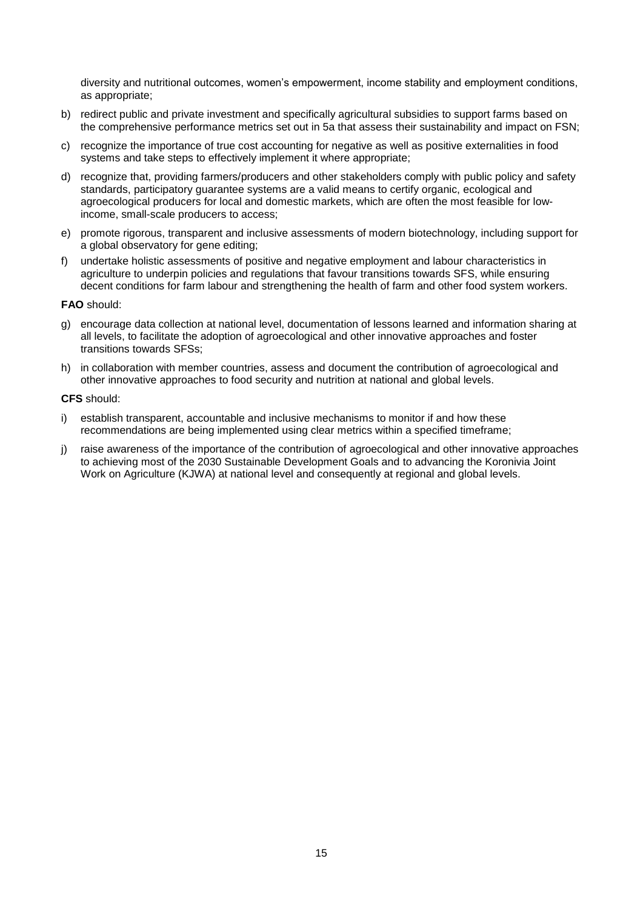diversity and nutritional outcomes, women's empowerment, income stability and employment conditions, as appropriate;

b) redirect public and private investment and specifically agricultural subsidies to support farms based on the comprehensive performance metrics set out in 5a that assess their sustainability and impact on FSN;

c) recognize the importance of true cost accounting for negative as well as positive externalities in food systems and take steps to effectively implement it where appropriate;

d) recognize that, providing farmers/producers and other stakeholders comply with public policy and safety standards, participatory guarantee systems are a valid means to certify organic, ecological and agroecological producers for local and domestic markets, which are often the most feasible for low-income, small-scale producers to access;

e) promote rigorous, transparent and inclusive assessments of modern biotechnology, including support for a global observatory for gene editing;

f) undertake holistic assessments of positive and negative employment and labour characteristics in agriculture to underpin policies and regulations that favour transitions towards SFS, while ensuring decent conditions for farm labour and strengthening the health of farm and other food system workers.

**FAO** should:

g) encourage data collection at national level, documentation of lessons learned and information sharing at all levels, to facilitate the adoption of agroecological and other innovative approaches and foster transitions towards SFSs;

h) in collaboration with member countries, assess and document the contribution of agroecological and other innovative approaches to food security and nutrition at national and global levels.

**CFS** should:

i) establish transparent, accountable and inclusive mechanisms to monitor if and how these recommendations are being implemented using clear metrics within a specified timeframe;

j) raise awareness of the importance of the contribution of agroecological and other innovative approaches to achieving most of the 2030 Sustainable Development Goals and to advancing the Koronivia Joint Work on Agriculture (KJWA) at national level and consequently at regional and global levels.